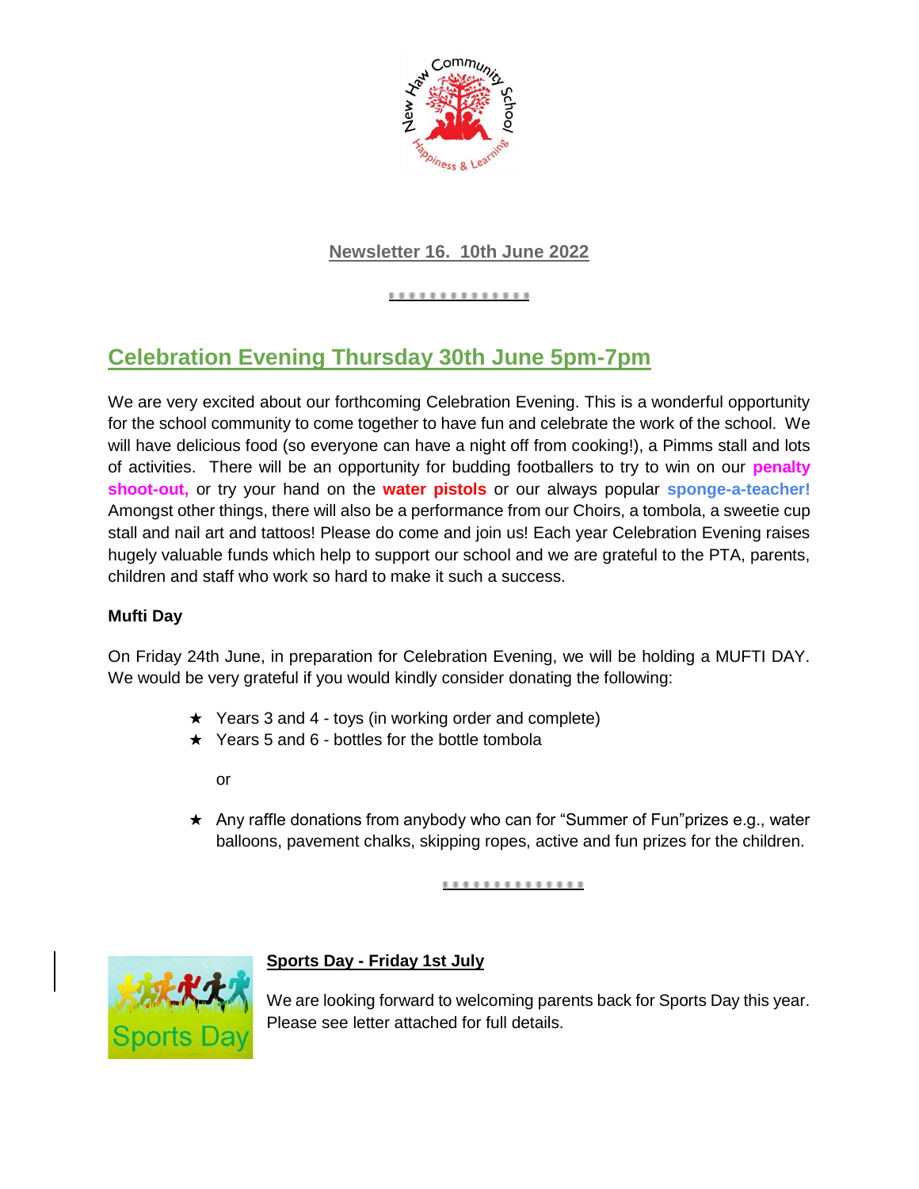## Newsletter 16. 10th June 2022

## Celebration Evening Thursday 30th June 5pm-7pm

We are very excited about our forthcoming Celebration Evening. This is a wonderful opportunity for the school community to come together to have fun and celebrate the work of the school. We will have delicious food (so everyone can have a night off from cooking!), a Pimms stall and lots of activities. There will be an opportunity for budding footballers to try to win on our **penalty shoot-out,** or try your hand on the **water pistols** or our always popular **sponge-a-teacher!** Amongst other things, there will also be a performance from our Choirs, a tombola, a sweetie cup stall and nail art and tattoos! Please do come and join us! Each year Celebration Evening raises hugely valuable funds which help to support our school and we are grateful to the PTA, parents, children and staff who work so hard to make it such a success.

**Mufti Day**

On Friday 24th June, in preparation for Celebration Evening, we will be holding a MUFTI DAY. We would be very grateful if you would kindly consider donating the following:

- Years 3 and 4 - toys (in working order and complete)
- Years 5 and 6 - bottles for the bottle tombola

  or

- Any raffle donations from anybody who can for "Summer of Fun"prizes e.g., water balloons, pavement chalks, skipping ropes, active and fun prizes for the children.

### Sports Day - Friday 1st July

We are looking forward to welcoming parents back for Sports Day this year. Please see letter attached for full details.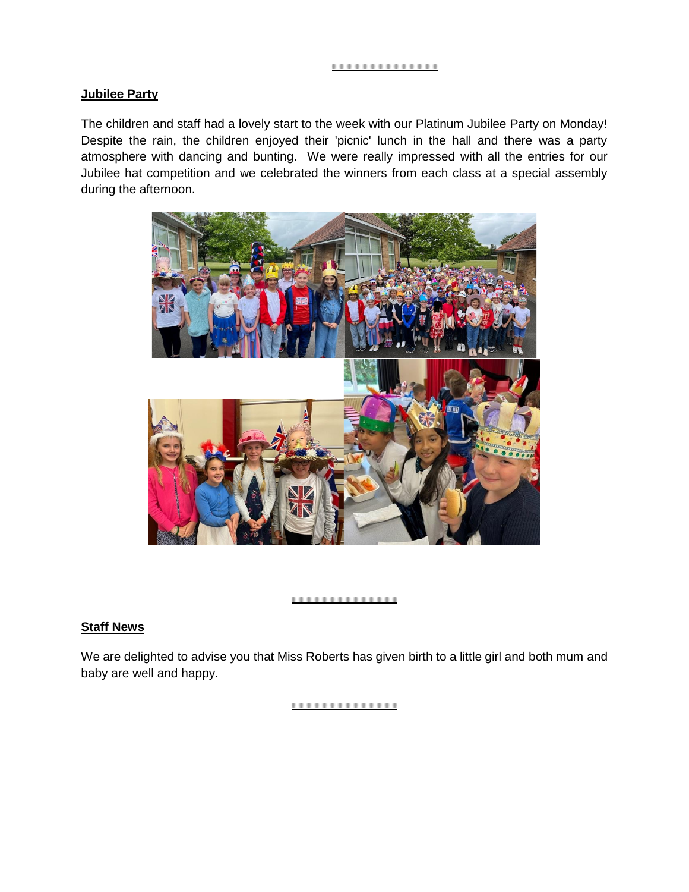## Jubilee Party

The children and staff had a lovely start to the week with our Platinum Jubilee Party on Monday! Despite the rain, the children enjoyed their 'picnic' lunch in the hall and there was a party atmosphere with dancing and bunting. We were really impressed with all the entries for our Jubilee hat competition and we celebrated the winners from each class at a special assembly during the afternoon.

## Staff News

We are delighted to advise you that Miss Roberts has given birth to a little girl and both mum and baby are well and happy.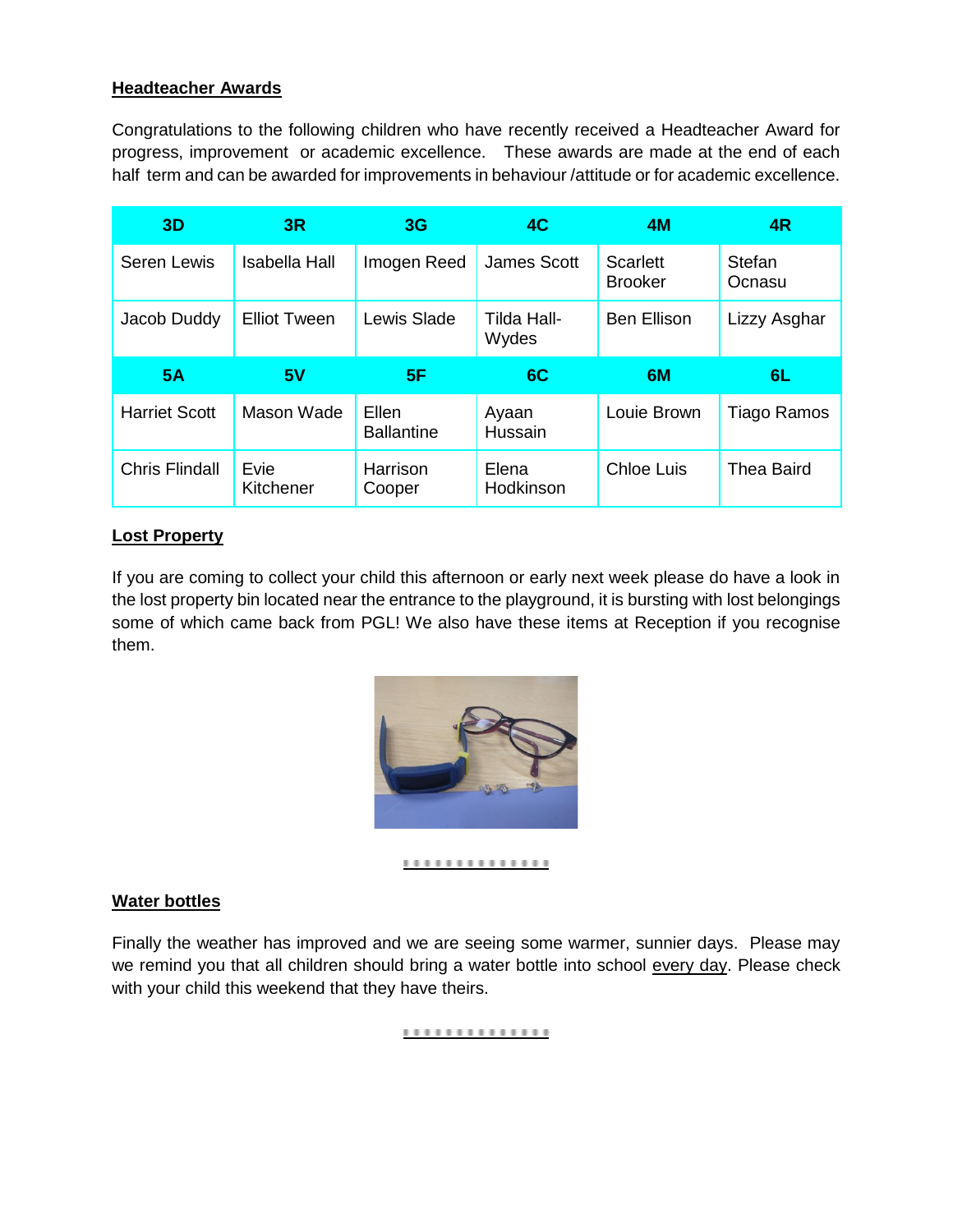## Headteacher Awards

Congratulations to the following children who have recently received a Headteacher Award for progress, improvement or academic excellence. These awards are made at the end of each half term and can be awarded for improvements in behaviour /attitude or for academic excellence.

| 3D | 3R | 3G | 4C | 4M | 4R |
|---|---|---|---|---|---|
| Seren Lewis | Isabella Hall | Imogen Reed | James Scott | Scarlett Brooker | Stefan Ocnasu |
| Jacob Duddy | Elliot Tween | Lewis Slade | Tilda Hall-Wydes | Ben Ellison | Lizzy Asghar |
| **5A** | **5V** | **5F** | **6C** | **6M** | **6L** |
| Harriet Scott | Mason Wade | Ellen Ballantine | Ayaan Hussain | Louie Brown | Tiago Ramos |
| Chris Flindall | Evie Kitchener | Harrison Cooper | Elena Hodkinson | Chloe Luis | Thea Baird |

## Lost Property

If you are coming to collect your child this afternoon or early next week please do have a look in the lost property bin located near the entrance to the playground, it is bursting with lost belongings some of which came back from PGL! We also have these items at Reception if you recognise them.

## Water bottles

Finally the weather has improved and we are seeing some warmer, sunnier days. Please may we remind you that all children should bring a water bottle into school <u>every day</u>. Please check with your child this weekend that they have theirs.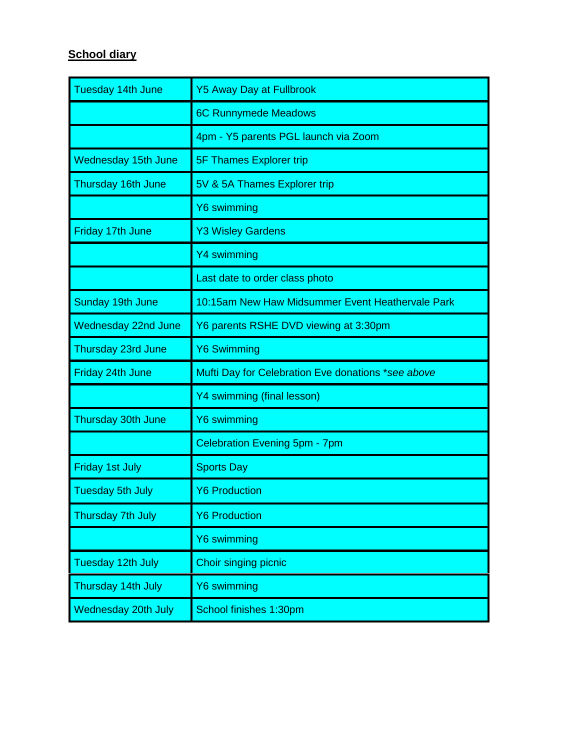**School diary**

| | |
|---|---|
| Tuesday 14th June | Y5 Away Day at Fullbrook |
| | 6C Runnymede Meadows |
| | 4pm - Y5 parents PGL launch via Zoom |
| Wednesday 15th June | 5F Thames Explorer trip |
| Thursday 16th June | 5V & 5A Thames Explorer trip |
| | Y6 swimming |
| Friday 17th June | Y3 Wisley Gardens |
| | Y4 swimming |
| | Last date to order class photo |
| Sunday 19th June | 10:15am New Haw Midsummer Event Heathervale Park |
| Wednesday 22nd June | Y6 parents RSHE DVD viewing at 3:30pm |
| Thursday 23rd June | Y6 Swimming |
| Friday 24th June | Mufti Day for Celebration Eve donations **see above* |
| | Y4 swimming (final lesson) |
| Thursday 30th June | Y6 swimming |
| | Celebration Evening 5pm - 7pm |
| Friday 1st July | Sports Day |
| Tuesday 5th July | Y6 Production |
| Thursday 7th July | Y6 Production |
| | Y6 swimming |
| Tuesday 12th July | Choir singing picnic |
| Thursday 14th July | Y6 swimming |
| Wednesday 20th July | School finishes 1:30pm |